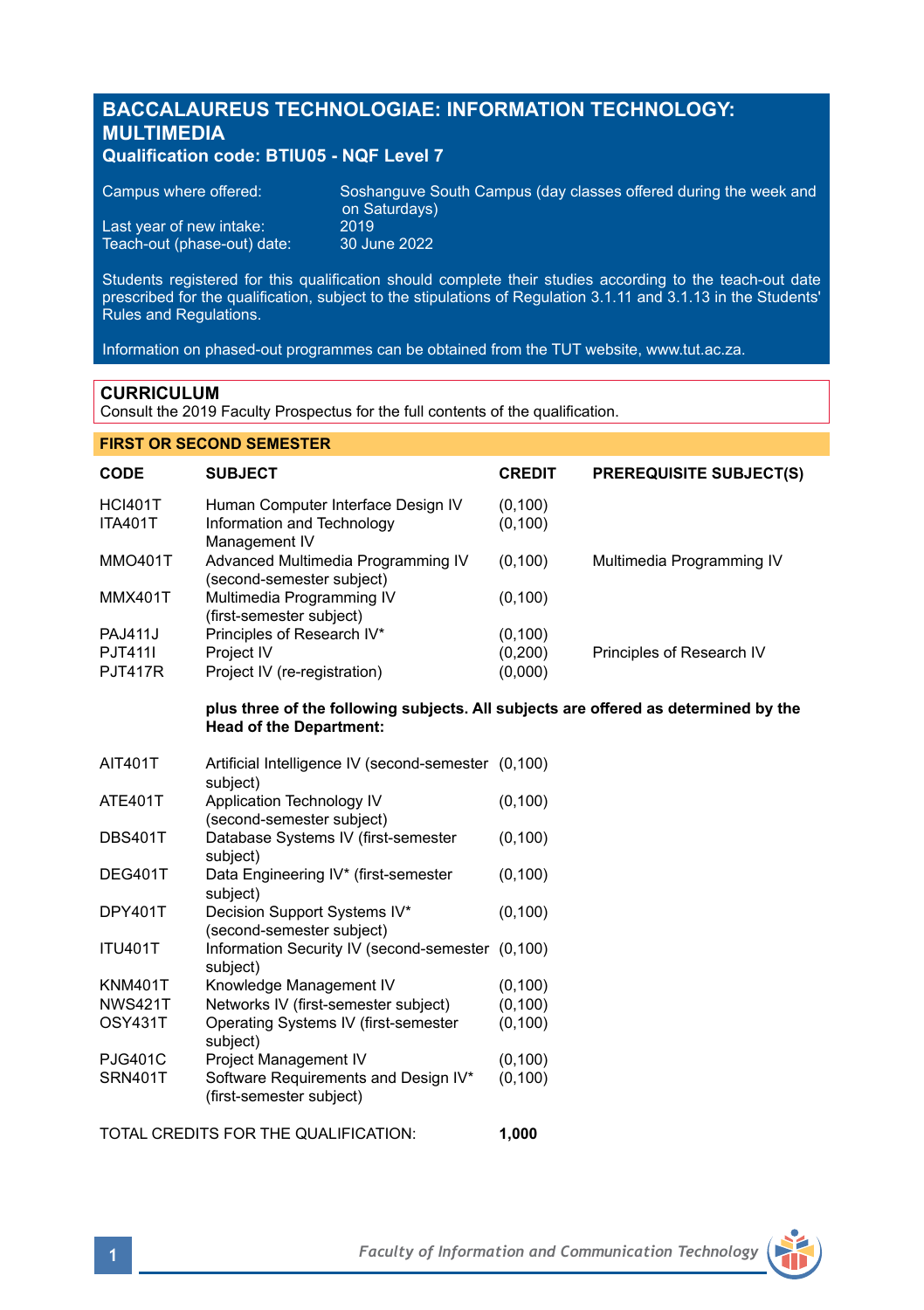# BACCALAUREUS TECHNOLOGIAE: INFORMATION TECHNOLOGY: MULTIMEDIA

**Qualification code: BTIU05 - NQF Level 7**

| | |
|---|---|
| Campus where offered: | Soshanguve South Campus (day classes offered during the week and on Saturdays) |
| Last year of new intake: | 2019 |
| Teach-out (phase-out) date: | 30 June 2022 |

Students registered for this qualification should complete their studies according to the teach-out date prescribed for the qualification, subject to the stipulations of Regulation 3.1.11 and 3.1.13 in the Students' Rules and Regulations.

Information on phased-out programmes can be obtained from the TUT website, www.tut.ac.za.

## CURRICULUM

Consult the 2019 Faculty Prospectus for the full contents of the qualification.

### FIRST OR SECOND SEMESTER

| CODE | SUBJECT | CREDIT | PREREQUISITE SUBJECT(S) |
|---|---|---|---|
| HCI401T | Human Computer Interface Design IV | (0,100) | |
| ITA401T | Information and Technology Management IV | (0,100) | |
| MMO401T | Advanced Multimedia Programming IV (second-semester subject) | (0,100) | Multimedia Programming IV |
| MMX401T | Multimedia Programming IV (first-semester subject) | (0,100) | |
| PAJ411J | Principles of Research IV* | (0,100) | |
| PJT411I | Project IV | (0,200) | Principles of Research IV |
| PJT417R | Project IV (re-registration) | (0,000) | |

**plus three of the following subjects. All subjects are offered as determined by the Head of the Department:**

| CODE | SUBJECT | CREDIT |
|---|---|---|
| AIT401T | Artificial Intelligence IV (second-semester subject) | (0,100) |
| ATE401T | Application Technology IV (second-semester subject) | (0,100) |
| DBS401T | Database Systems IV (first-semester subject) | (0,100) |
| DEG401T | Data Engineering IV* (first-semester subject) | (0,100) |
| DPY401T | Decision Support Systems IV* (second-semester subject) | (0,100) |
| ITU401T | Information Security IV (second-semester subject) | (0,100) |
| KNM401T | Knowledge Management IV | (0,100) |
| NWS421T | Networks IV (first-semester subject) | (0,100) |
| OSY431T | Operating Systems IV (first-semester subject) | (0,100) |
| PJG401C | Project Management IV | (0,100) |
| SRN401T | Software Requirements and Design IV* (first-semester subject) | (0,100) |

TOTAL CREDITS FOR THE QUALIFICATION: **1,000**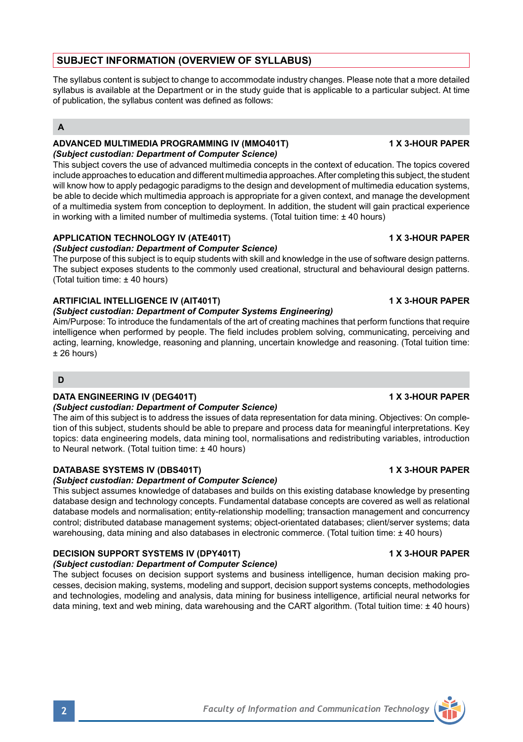## SUBJECT INFORMATION (OVERVIEW OF SYLLABUS)

The syllabus content is subject to change to accommodate industry changes. Please note that a more detailed syllabus is available at the Department or in the study guide that is applicable to a particular subject. At time of publication, the syllabus content was defined as follows:

### A

**ADVANCED MULTIMEDIA PROGRAMMING IV (MMO401T)** **1 X 3-HOUR PAPER**
***(Subject custodian: Department of Computer Science)***
This subject covers the use of advanced multimedia concepts in the context of education. The topics covered include approaches to education and different multimedia approaches. After completing this subject, the student will know how to apply pedagogic paradigms to the design and development of multimedia education systems, be able to decide which multimedia approach is appropriate for a given context, and manage the development of a multimedia system from conception to deployment. In addition, the student will gain practical experience in working with a limited number of multimedia systems. (Total tuition time: ± 40 hours)

**APPLICATION TECHNOLOGY IV (ATE401T)** **1 X 3-HOUR PAPER**
***(Subject custodian: Department of Computer Science)***
The purpose of this subject is to equip students with skill and knowledge in the use of software design patterns. The subject exposes students to the commonly used creational, structural and behavioural design patterns. (Total tuition time: ± 40 hours)

**ARTIFICIAL INTELLIGENCE IV (AIT401T)** **1 X 3-HOUR PAPER**
***(Subject custodian: Department of Computer Systems Engineering)***
Aim/Purpose: To introduce the fundamentals of the art of creating machines that perform functions that require intelligence when performed by people. The field includes problem solving, communicating, perceiving and acting, learning, knowledge, reasoning and planning, uncertain knowledge and reasoning. (Total tuition time: ± 26 hours)

### D

**DATA ENGINEERING IV (DEG401T)** **1 X 3-HOUR PAPER**
***(Subject custodian: Department of Computer Science)***
The aim of this subject is to address the issues of data representation for data mining. Objectives: On completion of this subject, students should be able to prepare and process data for meaningful interpretations. Key topics: data engineering models, data mining tool, normalisations and redistributing variables, introduction to Neural network. (Total tuition time: ± 40 hours)

**DATABASE SYSTEMS IV (DBS401T)** **1 X 3-HOUR PAPER**
***(Subject custodian: Department of Computer Science)***
This subject assumes knowledge of databases and builds on this existing database knowledge by presenting database design and technology concepts. Fundamental database concepts are covered as well as relational database models and normalisation; entity-relationship modelling; transaction management and concurrency control; distributed database management systems; object-orientated databases; client/server systems; data warehousing, data mining and also databases in electronic commerce. (Total tuition time: ± 40 hours)

**DECISION SUPPORT SYSTEMS IV (DPY401T)** **1 X 3-HOUR PAPER**
***(Subject custodian: Department of Computer Science)***
The subject focuses on decision support systems and business intelligence, human decision making processes, decision making, systems, modeling and support, decision support systems concepts, methodologies and technologies, modeling and analysis, data mining for business intelligence, artificial neural networks for data mining, text and web mining, data warehousing and the CART algorithm. (Total tuition time: ± 40 hours)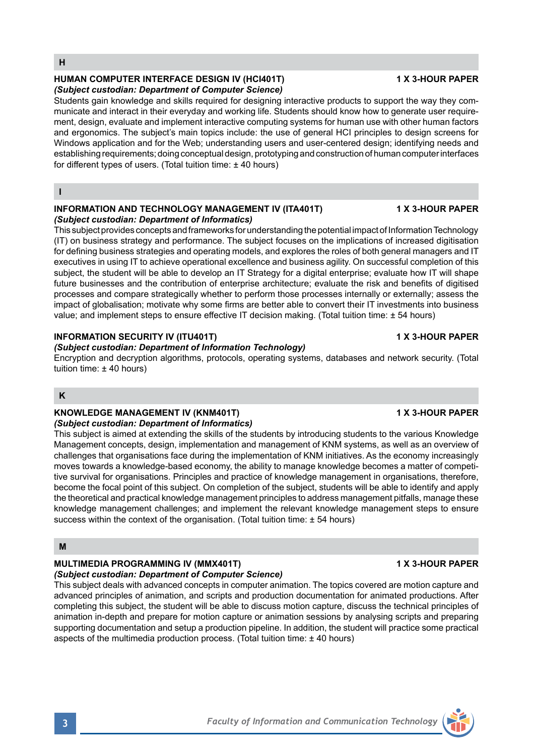## H

### HUMAN COMPUTER INTERFACE DESIGN IV (HCI401T) — 1 X 3-HOUR PAPER

***(Subject custodian: Department of Computer Science)***

Students gain knowledge and skills required for designing interactive products to support the way they communicate and interact in their everyday and working life. Students should know how to generate user requirement, design, evaluate and implement interactive computing systems for human use with other human factors and ergonomics. The subject's main topics include: the use of general HCI principles to design screens for Windows application and for the Web; understanding users and user-centered design; identifying needs and establishing requirements; doing conceptual design, prototyping and construction of human computer interfaces for different types of users. (Total tuition time: ± 40 hours)

## I

### INFORMATION AND TECHNOLOGY MANAGEMENT IV (ITA401T) — 1 X 3-HOUR PAPER

***(Subject custodian: Department of Informatics)***

This subject provides concepts and frameworks for understanding the potential impact of Information Technology (IT) on business strategy and performance. The subject focuses on the implications of increased digitisation for defining business strategies and operating models, and explores the roles of both general managers and IT executives in using IT to achieve operational excellence and business agility. On successful completion of this subject, the student will be able to develop an IT Strategy for a digital enterprise; evaluate how IT will shape future businesses and the contribution of enterprise architecture; evaluate the risk and benefits of digitised processes and compare strategically whether to perform those processes internally or externally; assess the impact of globalisation; motivate why some firms are better able to convert their IT investments into business value; and implement steps to ensure effective IT decision making. (Total tuition time: ± 54 hours)

### INFORMATION SECURITY IV (ITU401T) — 1 X 3-HOUR PAPER

***(Subject custodian: Department of Information Technology)***

Encryption and decryption algorithms, protocols, operating systems, databases and network security. (Total tuition time: ± 40 hours)

## K

### KNOWLEDGE MANAGEMENT IV (KNM401T) — 1 X 3-HOUR PAPER

***(Subject custodian: Department of Informatics)***

This subject is aimed at extending the skills of the students by introducing students to the various Knowledge Management concepts, design, implementation and management of KNM systems, as well as an overview of challenges that organisations face during the implementation of KNM initiatives. As the economy increasingly moves towards a knowledge-based economy, the ability to manage knowledge becomes a matter of competitive survival for organisations. Principles and practice of knowledge management in organisations, therefore, become the focal point of this subject. On completion of the subject, students will be able to identify and apply the theoretical and practical knowledge management principles to address management pitfalls, manage these knowledge management challenges; and implement the relevant knowledge management steps to ensure success within the context of the organisation. (Total tuition time: ± 54 hours)

## M

### MULTIMEDIA PROGRAMMING IV (MMX401T) — 1 X 3-HOUR PAPER

***(Subject custodian: Department of Computer Science)***

This subject deals with advanced concepts in computer animation. The topics covered are motion capture and advanced principles of animation, and scripts and production documentation for animated productions. After completing this subject, the student will be able to discuss motion capture, discuss the technical principles of animation in-depth and prepare for motion capture or animation sessions by analysing scripts and preparing supporting documentation and setup a production pipeline. In addition, the student will practice some practical aspects of the multimedia production process. (Total tuition time: ± 40 hours)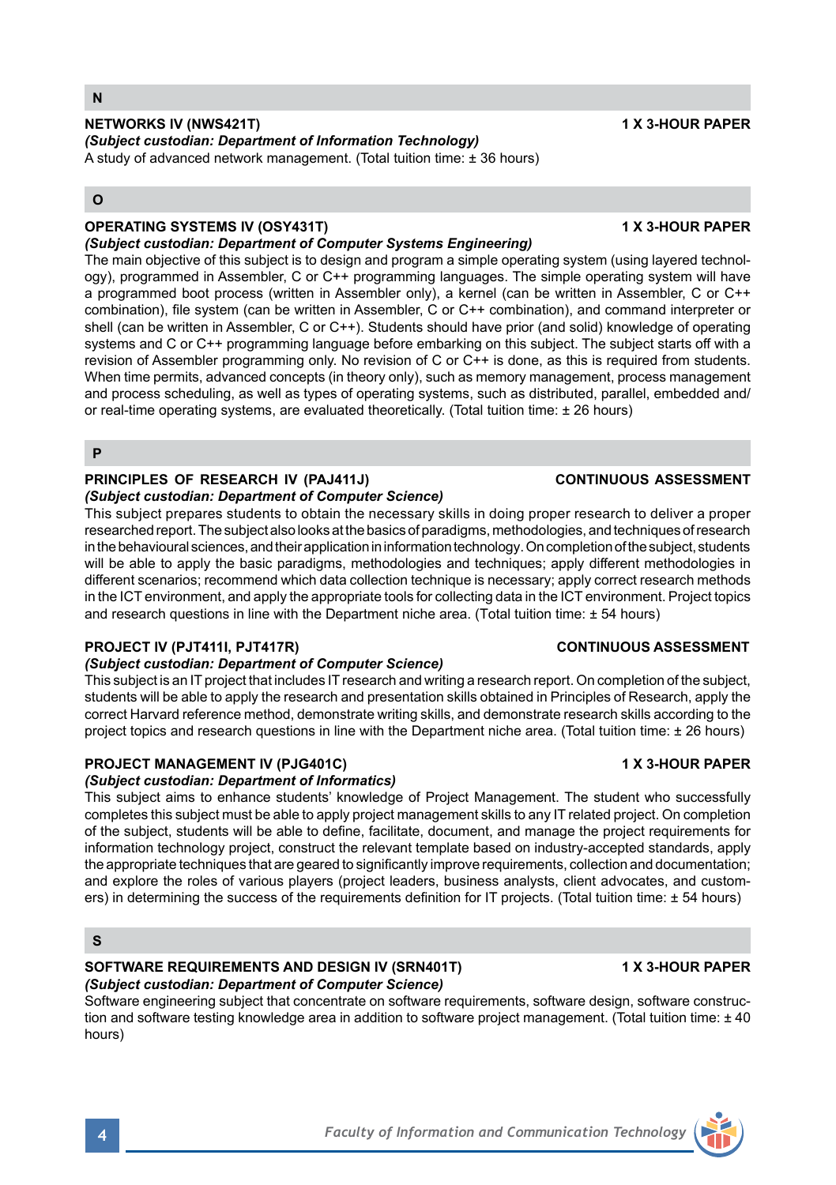## N

### NETWORKS IV (NWS421T) — 1 X 3-HOUR PAPER

***(Subject custodian: Department of Information Technology)***

A study of advanced network management. (Total tuition time: ± 36 hours)

## O

### OPERATING SYSTEMS IV (OSY431T) — 1 X 3-HOUR PAPER

***(Subject custodian: Department of Computer Systems Engineering)***

The main objective of this subject is to design and program a simple operating system (using layered technology), programmed in Assembler, C or C++ programming languages. The simple operating system will have a programmed boot process (written in Assembler only), a kernel (can be written in Assembler, C or C++ combination), file system (can be written in Assembler, C or C++ combination), and command interpreter or shell (can be written in Assembler, C or C++). Students should have prior (and solid) knowledge of operating systems and C or C++ programming language before embarking on this subject. The subject starts off with a revision of Assembler programming only. No revision of C or C++ is done, as this is required from students. When time permits, advanced concepts (in theory only), such as memory management, process management and process scheduling, as well as types of operating systems, such as distributed, parallel, embedded and/or real-time operating systems, are evaluated theoretically. (Total tuition time: ± 26 hours)

## P

### PRINCIPLES OF RESEARCH IV (PAJ411J) — CONTINUOUS ASSESSMENT

***(Subject custodian: Department of Computer Science)***

This subject prepares students to obtain the necessary skills in doing proper research to deliver a proper researched report. The subject also looks at the basics of paradigms, methodologies, and techniques of research in the behavioural sciences, and their application in information technology. On completion of the subject, students will be able to apply the basic paradigms, methodologies and techniques; apply different methodologies in different scenarios; recommend which data collection technique is necessary; apply correct research methods in the ICT environment, and apply the appropriate tools for collecting data in the ICT environment. Project topics and research questions in line with the Department niche area. (Total tuition time: ± 54 hours)

### PROJECT IV (PJT411I, PJT417R) — CONTINUOUS ASSESSMENT

***(Subject custodian: Department of Computer Science)***

This subject is an IT project that includes IT research and writing a research report. On completion of the subject, students will be able to apply the research and presentation skills obtained in Principles of Research, apply the correct Harvard reference method, demonstrate writing skills, and demonstrate research skills according to the project topics and research questions in line with the Department niche area. (Total tuition time: ± 26 hours)

### PROJECT MANAGEMENT IV (PJG401C) — 1 X 3-HOUR PAPER

***(Subject custodian: Department of Informatics)***

This subject aims to enhance students' knowledge of Project Management. The student who successfully completes this subject must be able to apply project management skills to any IT related project. On completion of the subject, students will be able to define, facilitate, document, and manage the project requirements for information technology project, construct the relevant template based on industry-accepted standards, apply the appropriate techniques that are geared to significantly improve requirements, collection and documentation; and explore the roles of various players (project leaders, business analysts, client advocates, and customers) in determining the success of the requirements definition for IT projects. (Total tuition time: ± 54 hours)

## S

### SOFTWARE REQUIREMENTS AND DESIGN IV (SRN401T) — 1 X 3-HOUR PAPER

***(Subject custodian: Department of Computer Science)***

Software engineering subject that concentrate on software requirements, software design, software construction and software testing knowledge area in addition to software project management. (Total tuition time: ± 40 hours)